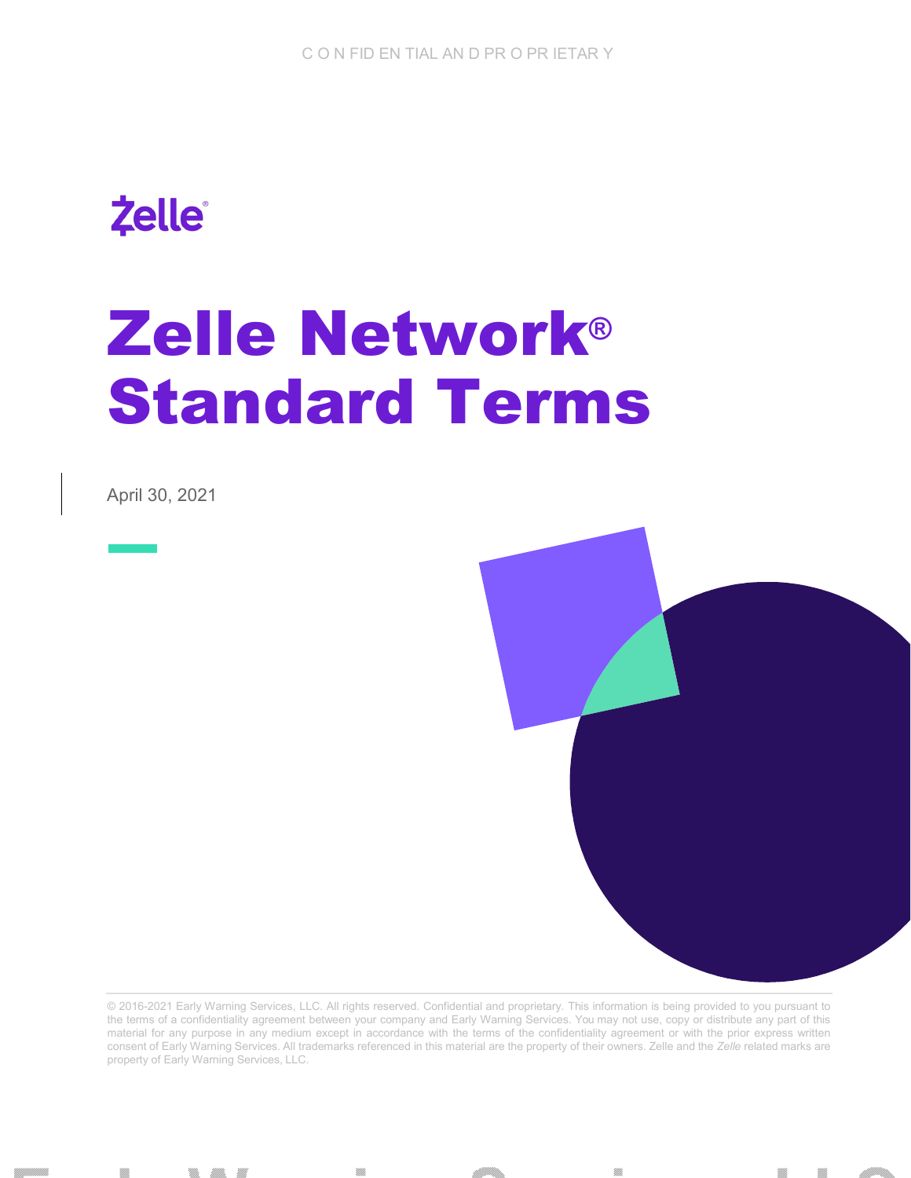CONFIDENTIAL AND PROPRIETARY

Zelle®

# Zelle Network® Standard Terms

April 30, 2021

© 2016-2021 Early Warning Services, LLC. All rights reserved. Confidential and proprietary. This information is being provided to you pursuant to the terms of a confidentiality agreement between your company and Early Warning Services. You may not use, copy or distribute any part of this material for any purpose in any medium except in accordance with the terms of the confidentiality agreement or with the prior express written consent of Early Warning Services. All trademarks referenced in this material are the property of their owners. Zelle and the *Zelle* related marks are property of Early Warning Services, LLC.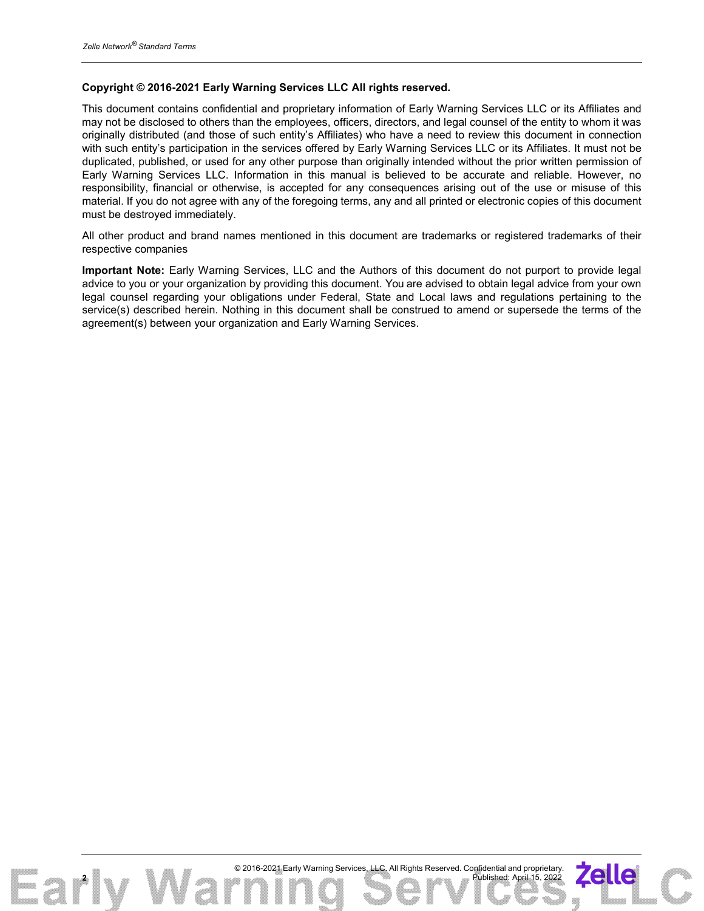**Copyright © 2016-2021 Early Warning Services LLC All rights reserved.**

This document contains confidential and proprietary information of Early Warning Services LLC or its Affiliates and may not be disclosed to others than the employees, officers, directors, and legal counsel of the entity to whom it was originally distributed (and those of such entity's Affiliates) who have a need to review this document in connection with such entity's participation in the services offered by Early Warning Services LLC or its Affiliates. It must not be duplicated, published, or used for any other purpose than originally intended without the prior written permission of Early Warning Services LLC. Information in this manual is believed to be accurate and reliable. However, no responsibility, financial or otherwise, is accepted for any consequences arising out of the use or misuse of this material. If you do not agree with any of the foregoing terms, any and all printed or electronic copies of this document must be destroyed immediately.

All other product and brand names mentioned in this document are trademarks or registered trademarks of their respective companies

**Important Note:** Early Warning Services, LLC and the Authors of this document do not purport to provide legal advice to you or your organization by providing this document. You are advised to obtain legal advice from your own legal counsel regarding your obligations under Federal, State and Local laws and regulations pertaining to the service(s) described herein. Nothing in this document shall be construed to amend or supersede the terms of the agreement(s) between your organization and Early Warning Services.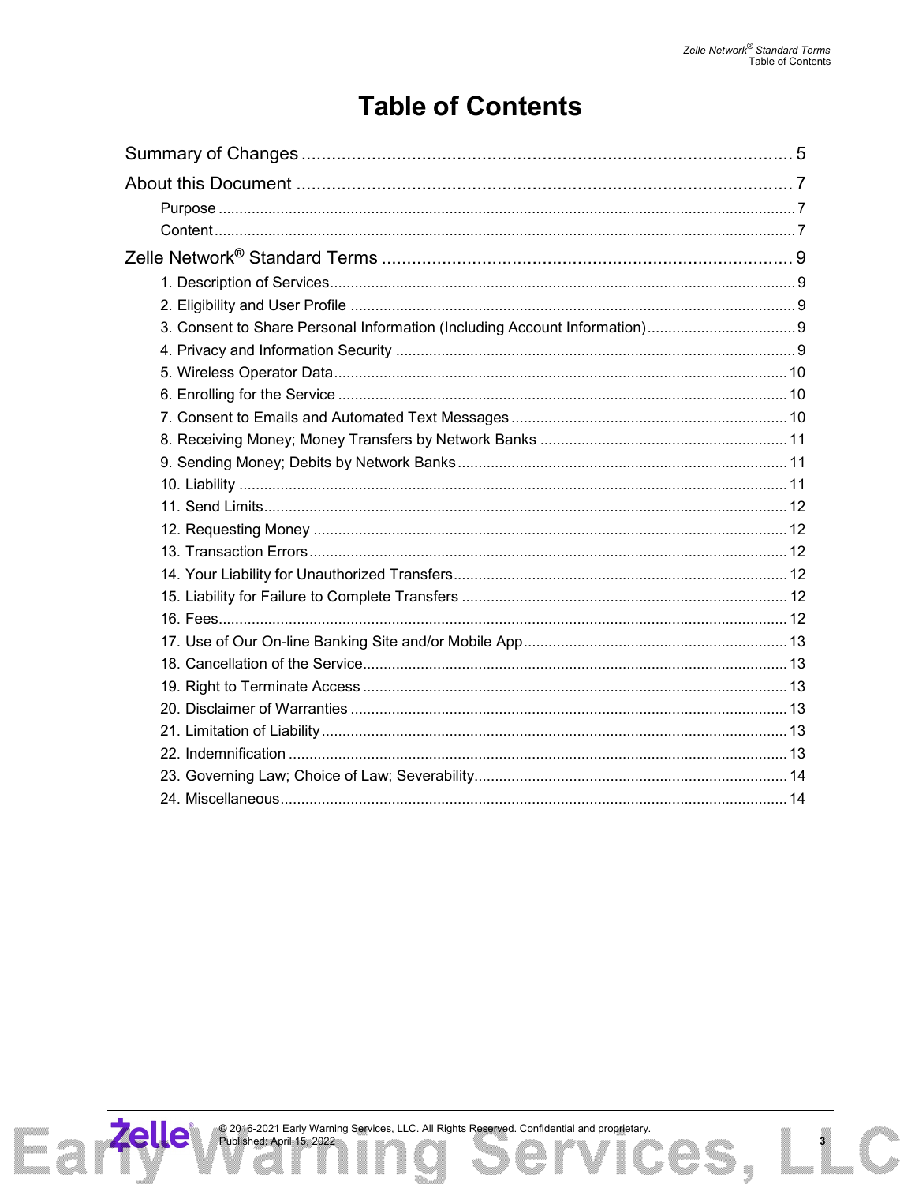# Table of Contents

Summary of Changes .................................................................................................. 5

About this Document .................................................................................................. 7

- Purpose ........................................................................................................................ 7
- Content ......................................................................................................................... 7

Zelle Network® Standard Terms .................................................................................. 9

- 1. Description of Services ............................................................................................. 9
- 2. Eligibility and User Profile ......................................................................................... 9
- 3. Consent to Share Personal Information (Including Account Information) .................. 9
- 4. Privacy and Information Security .............................................................................. 9
- 5. Wireless Operator Data ........................................................................................... 10
- 6. Enrolling for the Service .......................................................................................... 10
- 7. Consent to Emails and Automated Text Messages ................................................. 10
- 8. Receiving Money; Money Transfers by Network Banks .......................................... 11
- 9. Sending Money; Debits by Network Banks ............................................................. 11
- 10. Liability ................................................................................................................. 11
- 11. Send Limits ............................................................................................................ 12
- 12. Requesting Money ................................................................................................. 12
- 13. Transaction Errors ................................................................................................. 12
- 14. Your Liability for Unauthorized Transfers ............................................................... 12
- 15. Liability for Failure to Complete Transfers ............................................................. 12
- 16. Fees ....................................................................................................................... 12
- 17. Use of Our On-line Banking Site and/or Mobile App .............................................. 13
- 18. Cancellation of the Service .................................................................................... 13
- 19. Right to Terminate Access .................................................................................... 13
- 20. Disclaimer of Warranties ....................................................................................... 13
- 21. Limitation of Liability .............................................................................................. 13
- 22. Indemnification ...................................................................................................... 13
- 23. Governing Law; Choice of Law; Severability .......................................................... 14
- 24. Miscellaneous ........................................................................................................ 14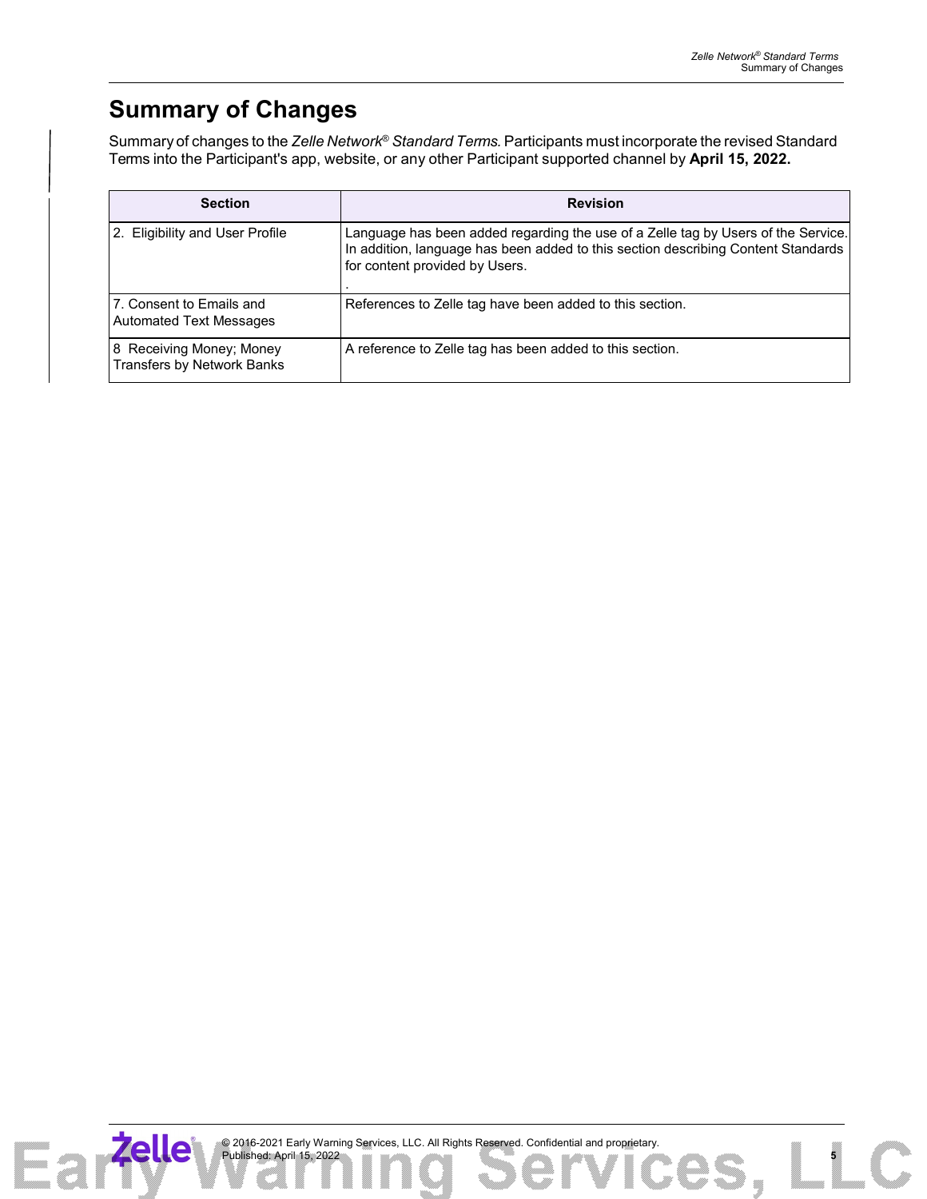# Summary of Changes

Summary of changes to the *Zelle Network® Standard Terms*. Participants must incorporate the revised Standard Terms into the Participant's app, website, or any other Participant supported channel by **April 15, 2022.**

| Section | Revision |
|---|---|
| 2. Eligibility and User Profile | Language has been added regarding the use of a Zelle tag by Users of the Service. In addition, language has been added to this section describing Content Standards for content provided by Users. . |
| 7. Consent to Emails and Automated Text Messages | References to Zelle tag have been added to this section. |
| 8 Receiving Money; Money Transfers by Network Banks | A reference to Zelle tag has been added to this section. |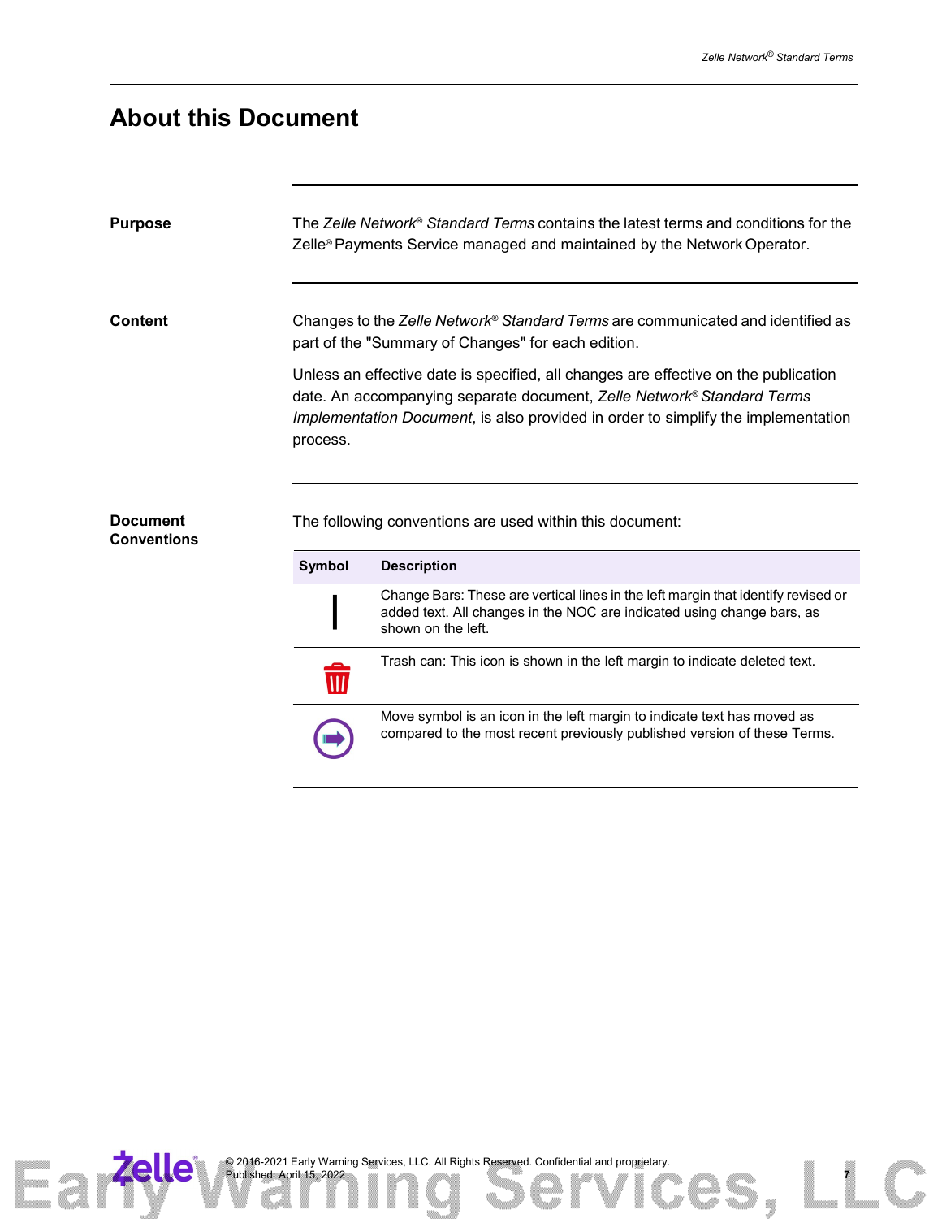# About this Document

**Purpose**

The *Zelle Network® Standard Terms* contains the latest terms and conditions for the Zelle® Payments Service managed and maintained by the Network Operator.

**Content**

Changes to the *Zelle Network® Standard Terms* are communicated and identified as part of the "Summary of Changes" for each edition.

Unless an effective date is specified, all changes are effective on the publication date. An accompanying separate document, *Zelle Network® Standard Terms Implementation Document*, is also provided in order to simplify the implementation process.

**Document Conventions**

The following conventions are used within this document:

| Symbol | Description |
|---|---|
| \| | Change Bars: These are vertical lines in the left margin that identify revised or added text. All changes in the NOC are indicated using change bars, as shown on the left. |
| Trash can icon | Trash can: This icon is shown in the left margin to indicate deleted text. |
| Move icon | Move symbol is an icon in the left margin to indicate text has moved as compared to the most recent previously published version of these Terms. |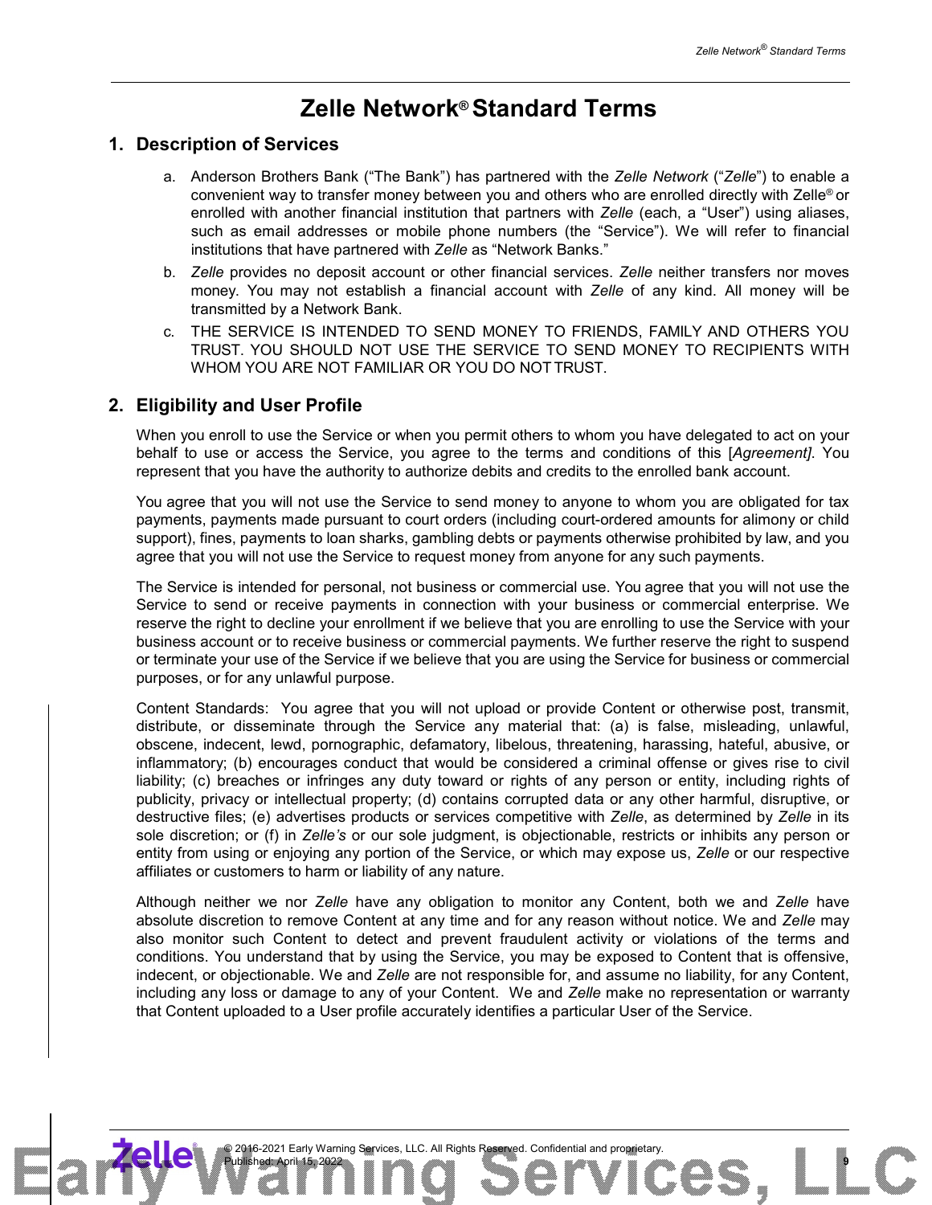# Zelle Network® Standard Terms

## 1. Description of Services

a. Anderson Brothers Bank ("The Bank") has partnered with the *Zelle Network* ("*Zelle*") to enable a convenient way to transfer money between you and others who are enrolled directly with Zelle® or enrolled with another financial institution that partners with *Zelle* (each, a "User") using aliases, such as email addresses or mobile phone numbers (the "Service"). We will refer to financial institutions that have partnered with *Zelle* as "Network Banks."

b. *Zelle* provides no deposit account or other financial services. *Zelle* neither transfers nor moves money. You may not establish a financial account with *Zelle* of any kind. All money will be transmitted by a Network Bank.

c. THE SERVICE IS INTENDED TO SEND MONEY TO FRIENDS, FAMILY AND OTHERS YOU TRUST. YOU SHOULD NOT USE THE SERVICE TO SEND MONEY TO RECIPIENTS WITH WHOM YOU ARE NOT FAMILIAR OR YOU DO NOT TRUST.

## 2. Eligibility and User Profile

When you enroll to use the Service or when you permit others to whom you have delegated to act on your behalf to use or access the Service, you agree to the terms and conditions of this [*Agreement]*. You represent that you have the authority to authorize debits and credits to the enrolled bank account.

You agree that you will not use the Service to send money to anyone to whom you are obligated for tax payments, payments made pursuant to court orders (including court-ordered amounts for alimony or child support), fines, payments to loan sharks, gambling debts or payments otherwise prohibited by law, and you agree that you will not use the Service to request money from anyone for any such payments.

The Service is intended for personal, not business or commercial use. You agree that you will not use the Service to send or receive payments in connection with your business or commercial enterprise. We reserve the right to decline your enrollment if we believe that you are enrolling to use the Service with your business account or to receive business or commercial payments. We further reserve the right to suspend or terminate your use of the Service if we believe that you are using the Service for business or commercial purposes, or for any unlawful purpose.

Content Standards: You agree that you will not upload or provide Content or otherwise post, transmit, distribute, or disseminate through the Service any material that: (a) is false, misleading, unlawful, obscene, indecent, lewd, pornographic, defamatory, libelous, threatening, harassing, hateful, abusive, or inflammatory; (b) encourages conduct that would be considered a criminal offense or gives rise to civil liability; (c) breaches or infringes any duty toward or rights of any person or entity, including rights of publicity, privacy or intellectual property; (d) contains corrupted data or any other harmful, disruptive, or destructive files; (e) advertises products or services competitive with *Zelle*, as determined by *Zelle* in its sole discretion; or (f) in *Zelle's* or our sole judgment, is objectionable, restricts or inhibits any person or entity from using or enjoying any portion of the Service, or which may expose us, *Zelle* or our respective affiliates or customers to harm or liability of any nature.

Although neither we nor *Zelle* have any obligation to monitor any Content, both we and *Zelle* have absolute discretion to remove Content at any time and for any reason without notice. We and *Zelle* may also monitor such Content to detect and prevent fraudulent activity or violations of the terms and conditions. You understand that by using the Service, you may be exposed to Content that is offensive, indecent, or objectionable. We and *Zelle* are not responsible for, and assume no liability, for any Content, including any loss or damage to any of your Content. We and *Zelle* make no representation or warranty that Content uploaded to a User profile accurately identifies a particular User of the Service.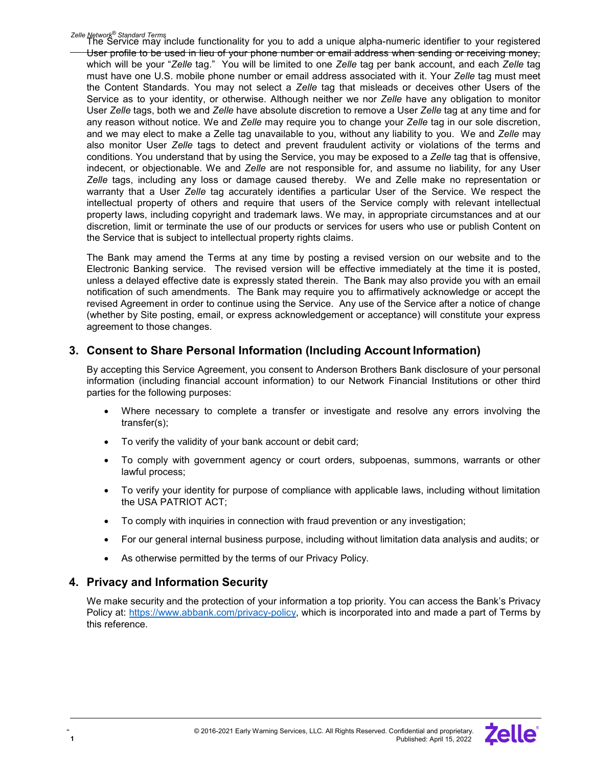The Service may include functionality for you to add a unique alpha-numeric identifier to your registered User profile to be used in lieu of your phone number or email address when sending or receiving money, which will be your "*Zelle* tag." You will be limited to one *Zelle* tag per bank account, and each *Zelle* tag must have one U.S. mobile phone number or email address associated with it. Your *Zelle* tag must meet the Content Standards. You may not select a *Zelle* tag that misleads or deceives other Users of the Service as to your identity, or otherwise. Although neither we nor *Zelle* have any obligation to monitor User *Zelle* tags, both we and *Zelle* have absolute discretion to remove a User *Zelle* tag at any time and for any reason without notice. We and *Zelle* may require you to change your *Zelle* tag in our sole discretion, and we may elect to make a Zelle tag unavailable to you, without any liability to you. We and *Zelle* may also monitor User *Zelle* tags to detect and prevent fraudulent activity or violations of the terms and conditions. You understand that by using the Service, you may be exposed to a *Zelle* tag that is offensive, indecent, or objectionable. We and *Zelle* are not responsible for, and assume no liability, for any User *Zelle* tags, including any loss or damage caused thereby. We and Zelle make no representation or warranty that a User *Zelle* tag accurately identifies a particular User of the Service. We respect the intellectual property of others and require that users of the Service comply with relevant intellectual property laws, including copyright and trademark laws. We may, in appropriate circumstances and at our discretion, limit or terminate the use of our products or services for users who use or publish Content on the Service that is subject to intellectual property rights claims.

The Bank may amend the Terms at any time by posting a revised version on our website and to the Electronic Banking service. The revised version will be effective immediately at the time it is posted, unless a delayed effective date is expressly stated therein. The Bank may also provide you with an email notification of such amendments. The Bank may require you to affirmatively acknowledge or accept the revised Agreement in order to continue using the Service. Any use of the Service after a notice of change (whether by Site posting, email, or express acknowledgement or acceptance) will constitute your express agreement to those changes.

## 3. Consent to Share Personal Information (Including Account Information)

By accepting this Service Agreement, you consent to Anderson Brothers Bank disclosure of your personal information (including financial account information) to our Network Financial Institutions or other third parties for the following purposes:

- Where necessary to complete a transfer or investigate and resolve any errors involving the transfer(s);
- To verify the validity of your bank account or debit card;
- To comply with government agency or court orders, subpoenas, summons, warrants or other lawful process;
- To verify your identity for purpose of compliance with applicable laws, including without limitation the USA PATRIOT ACT;
- To comply with inquiries in connection with fraud prevention or any investigation;
- For our general internal business purpose, including without limitation data analysis and audits; or
- As otherwise permitted by the terms of our Privacy Policy.

## 4. Privacy and Information Security

We make security and the protection of your information a top priority. You can access the Bank's Privacy Policy at: [https://www.abbank.com/privacy-policy](https://www.abbank.com/privacy-policy), which is incorporated into and made a part of Terms by this reference.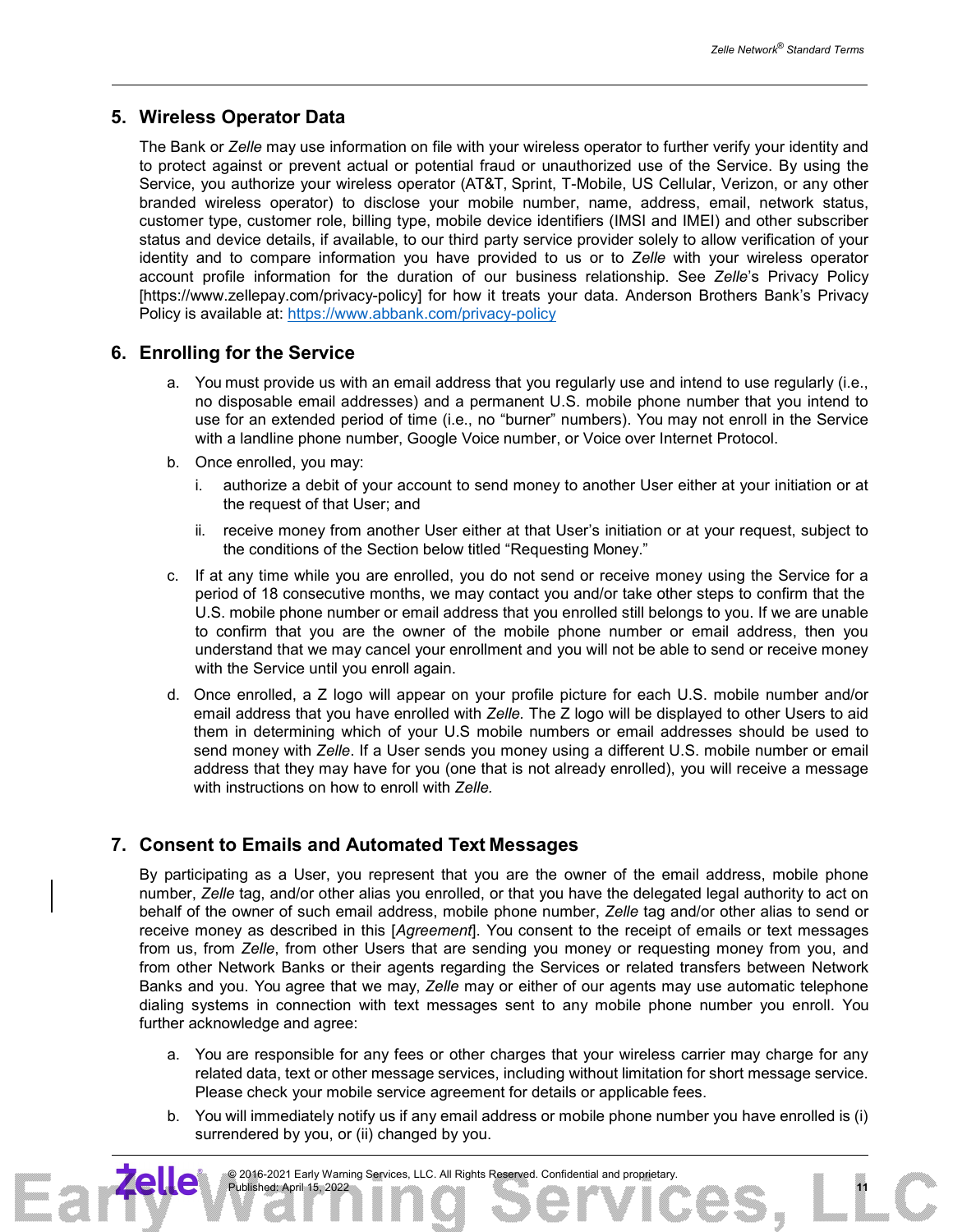## 5. Wireless Operator Data

The Bank or *Zelle* may use information on file with your wireless operator to further verify your identity and to protect against or prevent actual or potential fraud or unauthorized use of the Service. By using the Service, you authorize your wireless operator (AT&T, Sprint, T-Mobile, US Cellular, Verizon, or any other branded wireless operator) to disclose your mobile number, name, address, email, network status, customer type, customer role, billing type, mobile device identifiers (IMSI and IMEI) and other subscriber status and device details, if available, to our third party service provider solely to allow verification of your identity and to compare information you have provided to us or to *Zelle* with your wireless operator account profile information for the duration of our business relationship. See *Zelle*'s Privacy Policy [https://www.zellepay.com/privacy-policy] for how it treats your data. Anderson Brothers Bank's Privacy Policy is available at: https://www.abbank.com/privacy-policy

## 6. Enrolling for the Service

a. You must provide us with an email address that you regularly use and intend to use regularly (i.e., no disposable email addresses) and a permanent U.S. mobile phone number that you intend to use for an extended period of time (i.e., no "burner" numbers). You may not enroll in the Service with a landline phone number, Google Voice number, or Voice over Internet Protocol.

b. Once enrolled, you may:

   i. authorize a debit of your account to send money to another User either at your initiation or at the request of that User; and

   ii. receive money from another User either at that User's initiation or at your request, subject to the conditions of the Section below titled "Requesting Money."

c. If at any time while you are enrolled, you do not send or receive money using the Service for a period of 18 consecutive months, we may contact you and/or take other steps to confirm that the U.S. mobile phone number or email address that you enrolled still belongs to you. If we are unable to confirm that you are the owner of the mobile phone number or email address, then you understand that we may cancel your enrollment and you will not be able to send or receive money with the Service until you enroll again.

d. Once enrolled, a Z logo will appear on your profile picture for each U.S. mobile number and/or email address that you have enrolled with *Zelle.* The Z logo will be displayed to other Users to aid them in determining which of your U.S mobile numbers or email addresses should be used to send money with *Zelle*. If a User sends you money using a different U.S. mobile number or email address that they may have for you (one that is not already enrolled), you will receive a message with instructions on how to enroll with *Zelle.*

## 7. Consent to Emails and Automated Text Messages

By participating as a User, you represent that you are the owner of the email address, mobile phone number, *Zelle* tag, and/or other alias you enrolled, or that you have the delegated legal authority to act on behalf of the owner of such email address, mobile phone number, *Zelle* tag and/or other alias to send or receive money as described in this [*Agreement*]. You consent to the receipt of emails or text messages from us, from *Zelle*, from other Users that are sending you money or requesting money from you, and from other Network Banks or their agents regarding the Services or related transfers between Network Banks and you. You agree that we may, *Zelle* may or either of our agents may use automatic telephone dialing systems in connection with text messages sent to any mobile phone number you enroll. You further acknowledge and agree:

a. You are responsible for any fees or other charges that your wireless carrier may charge for any related data, text or other message services, including without limitation for short message service. Please check your mobile service agreement for details or applicable fees.

b. You will immediately notify us if any email address or mobile phone number you have enrolled is (i) surrendered by you, or (ii) changed by you.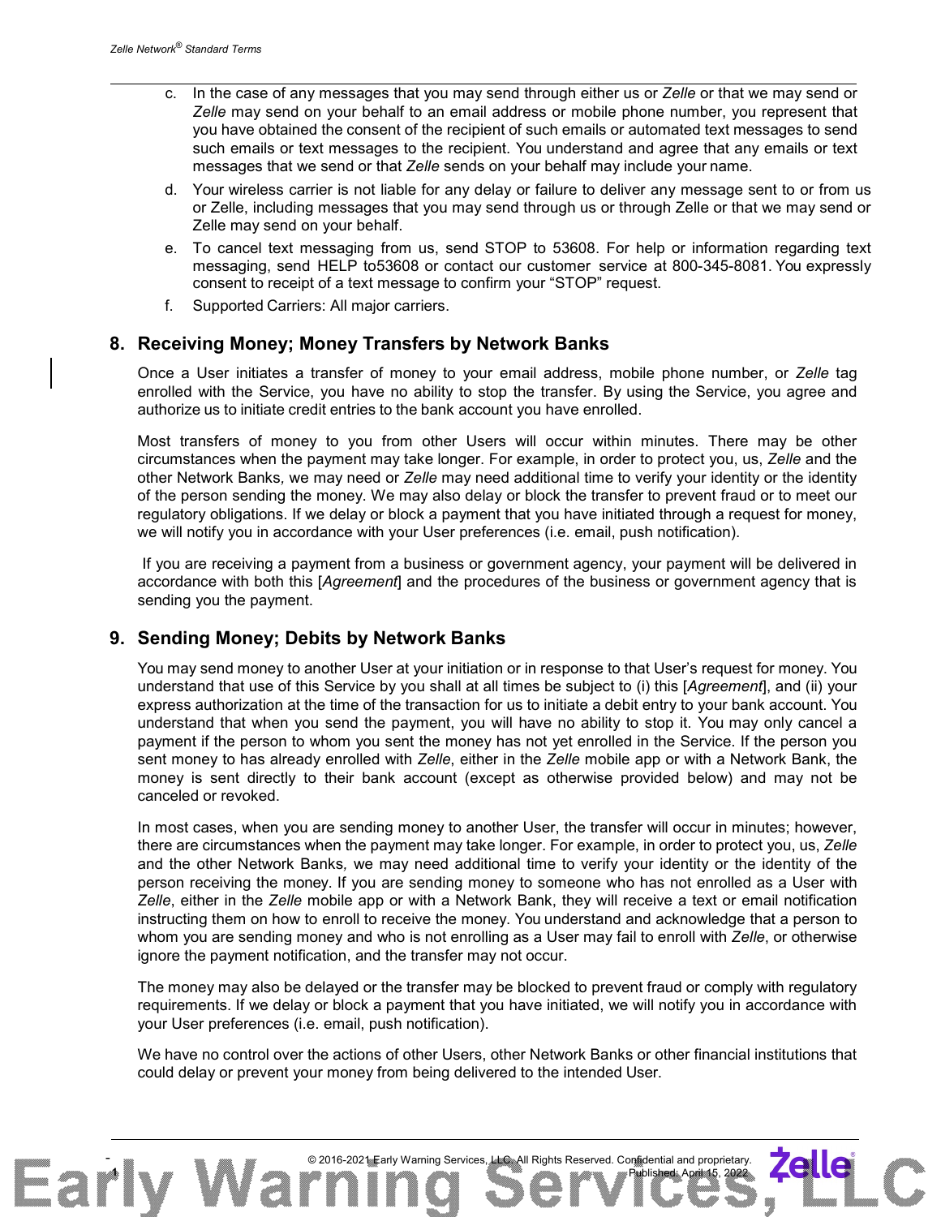c. In the case of any messages that you may send through either us or *Zelle* or that we may send or *Zelle* may send on your behalf to an email address or mobile phone number, you represent that you have obtained the consent of the recipient of such emails or automated text messages to send such emails or text messages to the recipient. You understand and agree that any emails or text messages that we send or that *Zelle* sends on your behalf may include your name.

d. Your wireless carrier is not liable for any delay or failure to deliver any message sent to or from us or Zelle, including messages that you may send through us or through Zelle or that we may send or Zelle may send on your behalf.

e. To cancel text messaging from us, send STOP to 53608. For help or information regarding text messaging, send HELP to53608 or contact our customer service at 800-345-8081. You expressly consent to receipt of a text message to confirm your "STOP" request.

f. Supported Carriers: All major carriers.

## 8. Receiving Money; Money Transfers by Network Banks

Once a User initiates a transfer of money to your email address, mobile phone number, or *Zelle* tag enrolled with the Service, you have no ability to stop the transfer. By using the Service, you agree and authorize us to initiate credit entries to the bank account you have enrolled.

Most transfers of money to you from other Users will occur within minutes. There may be other circumstances when the payment may take longer. For example, in order to protect you, us, *Zelle* and the other Network Banks, we may need or *Zelle* may need additional time to verify your identity or the identity of the person sending the money. We may also delay or block the transfer to prevent fraud or to meet our regulatory obligations. If we delay or block a payment that you have initiated through a request for money, we will notify you in accordance with your User preferences (i.e. email, push notification).

If you are receiving a payment from a business or government agency, your payment will be delivered in accordance with both this [*Agreement*] and the procedures of the business or government agency that is sending you the payment.

## 9. Sending Money; Debits by Network Banks

You may send money to another User at your initiation or in response to that User's request for money. You understand that use of this Service by you shall at all times be subject to (i) this [*Agreement*], and (ii) your express authorization at the time of the transaction for us to initiate a debit entry to your bank account. You understand that when you send the payment, you will have no ability to stop it. You may only cancel a payment if the person to whom you sent the money has not yet enrolled in the Service. If the person you sent money to has already enrolled with *Zelle*, either in the *Zelle* mobile app or with a Network Bank, the money is sent directly to their bank account (except as otherwise provided below) and may not be canceled or revoked.

In most cases, when you are sending money to another User, the transfer will occur in minutes; however, there are circumstances when the payment may take longer. For example, in order to protect you, us, *Zelle* and the other Network Banks, we may need additional time to verify your identity or the identity of the person receiving the money. If you are sending money to someone who has not enrolled as a User with *Zelle*, either in the *Zelle* mobile app or with a Network Bank, they will receive a text or email notification instructing them on how to enroll to receive the money. You understand and acknowledge that a person to whom you are sending money and who is not enrolling as a User may fail to enroll with *Zelle*, or otherwise ignore the payment notification, and the transfer may not occur.

The money may also be delayed or the transfer may be blocked to prevent fraud or comply with regulatory requirements. If we delay or block a payment that you have initiated, we will notify you in accordance with your User preferences (i.e. email, push notification).

We have no control over the actions of other Users, other Network Banks or other financial institutions that could delay or prevent your money from being delivered to the intended User.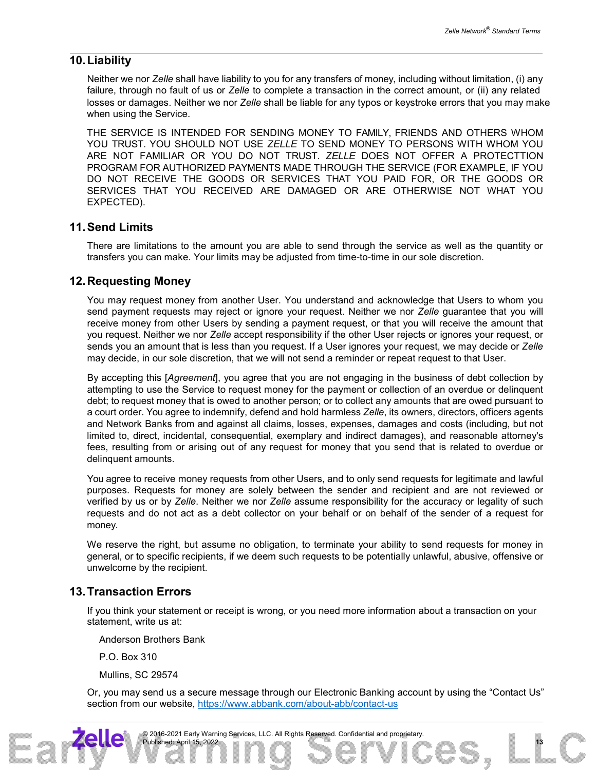## 10. Liability

Neither we nor *Zelle* shall have liability to you for any transfers of money, including without limitation, (i) any failure, through no fault of us or *Zelle* to complete a transaction in the correct amount, or (ii) any related losses or damages. Neither we nor *Zelle* shall be liable for any typos or keystroke errors that you may make when using the Service.

THE SERVICE IS INTENDED FOR SENDING MONEY TO FAMILY, FRIENDS AND OTHERS WHOM YOU TRUST. YOU SHOULD NOT USE *ZELLE* TO SEND MONEY TO PERSONS WITH WHOM YOU ARE NOT FAMILIAR OR YOU DO NOT TRUST. *ZELLE* DOES NOT OFFER A PROTECTTION PROGRAM FOR AUTHORIZED PAYMENTS MADE THROUGH THE SERVICE (FOR EXAMPLE, IF YOU DO NOT RECEIVE THE GOODS OR SERVICES THAT YOU PAID FOR, OR THE GOODS OR SERVICES THAT YOU RECEIVED ARE DAMAGED OR ARE OTHERWISE NOT WHAT YOU EXPECTED).

## 11. Send Limits

There are limitations to the amount you are able to send through the service as well as the quantity or transfers you can make. Your limits may be adjusted from time-to-time in our sole discretion.

## 12. Requesting Money

You may request money from another User. You understand and acknowledge that Users to whom you send payment requests may reject or ignore your request. Neither we nor *Zelle* guarantee that you will receive money from other Users by sending a payment request, or that you will receive the amount that you request. Neither we nor *Zelle* accept responsibility if the other User rejects or ignores your request, or sends you an amount that is less than you request. If a User ignores your request, we may decide or *Zelle* may decide, in our sole discretion, that we will not send a reminder or repeat request to that User.

By accepting this [*Agreement*], you agree that you are not engaging in the business of debt collection by attempting to use the Service to request money for the payment or collection of an overdue or delinquent debt; to request money that is owed to another person; or to collect any amounts that are owed pursuant to a court order. You agree to indemnify, defend and hold harmless *Zelle*, its owners, directors, officers agents and Network Banks from and against all claims, losses, expenses, damages and costs (including, but not limited to, direct, incidental, consequential, exemplary and indirect damages), and reasonable attorney's fees, resulting from or arising out of any request for money that you send that is related to overdue or delinquent amounts.

You agree to receive money requests from other Users, and to only send requests for legitimate and lawful purposes. Requests for money are solely between the sender and recipient and are not reviewed or verified by us or by *Zelle*. Neither we nor *Zelle* assume responsibility for the accuracy or legality of such requests and do not act as a debt collector on your behalf or on behalf of the sender of a request for money.

We reserve the right, but assume no obligation, to terminate your ability to send requests for money in general, or to specific recipients, if we deem such requests to be potentially unlawful, abusive, offensive or unwelcome by the recipient.

## 13. Transaction Errors

If you think your statement or receipt is wrong, or you need more information about a transaction on your statement, write us at:

Anderson Brothers Bank

P.O. Box 310

Mullins, SC 29574

Or, you may send us a secure message through our Electronic Banking account by using the "Contact Us" section from our website, https://www.abbank.com/about-abb/contact-us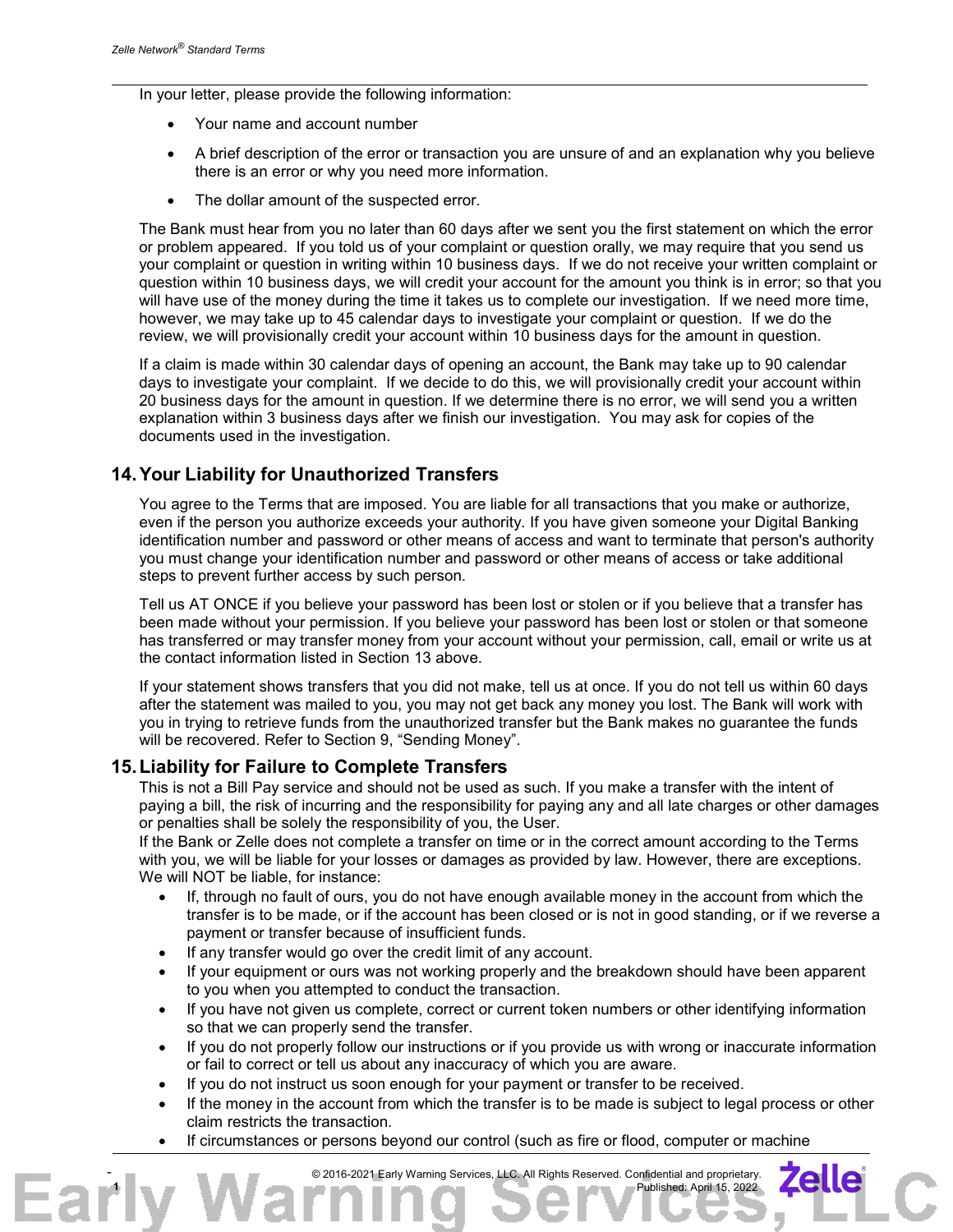In your letter, please provide the following information:

- Your name and account number
- A brief description of the error or transaction you are unsure of and an explanation why you believe there is an error or why you need more information.
- The dollar amount of the suspected error.

The Bank must hear from you no later than 60 days after we sent you the first statement on which the error or problem appeared. If you told us of your complaint or question orally, we may require that you send us your complaint or question in writing within 10 business days. If we do not receive your written complaint or question within 10 business days, we will credit your account for the amount you think is in error; so that you will have use of the money during the time it takes us to complete our investigation. If we need more time, however, we may take up to 45 calendar days to investigate your complaint or question. If we do the review, we will provisionally credit your account within 10 business days for the amount in question.

If a claim is made within 30 calendar days of opening an account, the Bank may take up to 90 calendar days to investigate your complaint. If we decide to do this, we will provisionally credit your account within 20 business days for the amount in question. If we determine there is no error, we will send you a written explanation within 3 business days after we finish our investigation. You may ask for copies of the documents used in the investigation.

## 14. Your Liability for Unauthorized Transfers

You agree to the Terms that are imposed. You are liable for all transactions that you make or authorize, even if the person you authorize exceeds your authority. If you have given someone your Digital Banking identification number and password or other means of access and want to terminate that person's authority you must change your identification number and password or other means of access or take additional steps to prevent further access by such person.

Tell us AT ONCE if you believe your password has been lost or stolen or if you believe that a transfer has been made without your permission. If you believe your password has been lost or stolen or that someone has transferred or may transfer money from your account without your permission, call, email or write us at the contact information listed in Section 13 above.

If your statement shows transfers that you did not make, tell us at once. If you do not tell us within 60 days after the statement was mailed to you, you may not get back any money you lost. The Bank will work with you in trying to retrieve funds from the unauthorized transfer but the Bank makes no guarantee the funds will be recovered. Refer to Section 9, "Sending Money".

## 15. Liability for Failure to Complete Transfers

This is not a Bill Pay service and should not be used as such. If you make a transfer with the intent of paying a bill, the risk of incurring and the responsibility for paying any and all late charges or other damages or penalties shall be solely the responsibility of you, the User.

If the Bank or Zelle does not complete a transfer on time or in the correct amount according to the Terms with you, we will be liable for your losses or damages as provided by law. However, there are exceptions. We will NOT be liable, for instance:

- If, through no fault of ours, you do not have enough available money in the account from which the transfer is to be made, or if the account has been closed or is not in good standing, or if we reverse a payment or transfer because of insufficient funds.
- If any transfer would go over the credit limit of any account.
- If your equipment or ours was not working properly and the breakdown should have been apparent to you when you attempted to conduct the transaction.
- If you have not given us complete, correct or current token numbers or other identifying information so that we can properly send the transfer.
- If you do not properly follow our instructions or if you provide us with wrong or inaccurate information or fail to correct or tell us about any inaccuracy of which you are aware.
- If you do not instruct us soon enough for your payment or transfer to be received.
- If the money in the account from which the transfer is to be made is subject to legal process or other claim restricts the transaction.
- If circumstances or persons beyond our control (such as fire or flood, computer or machine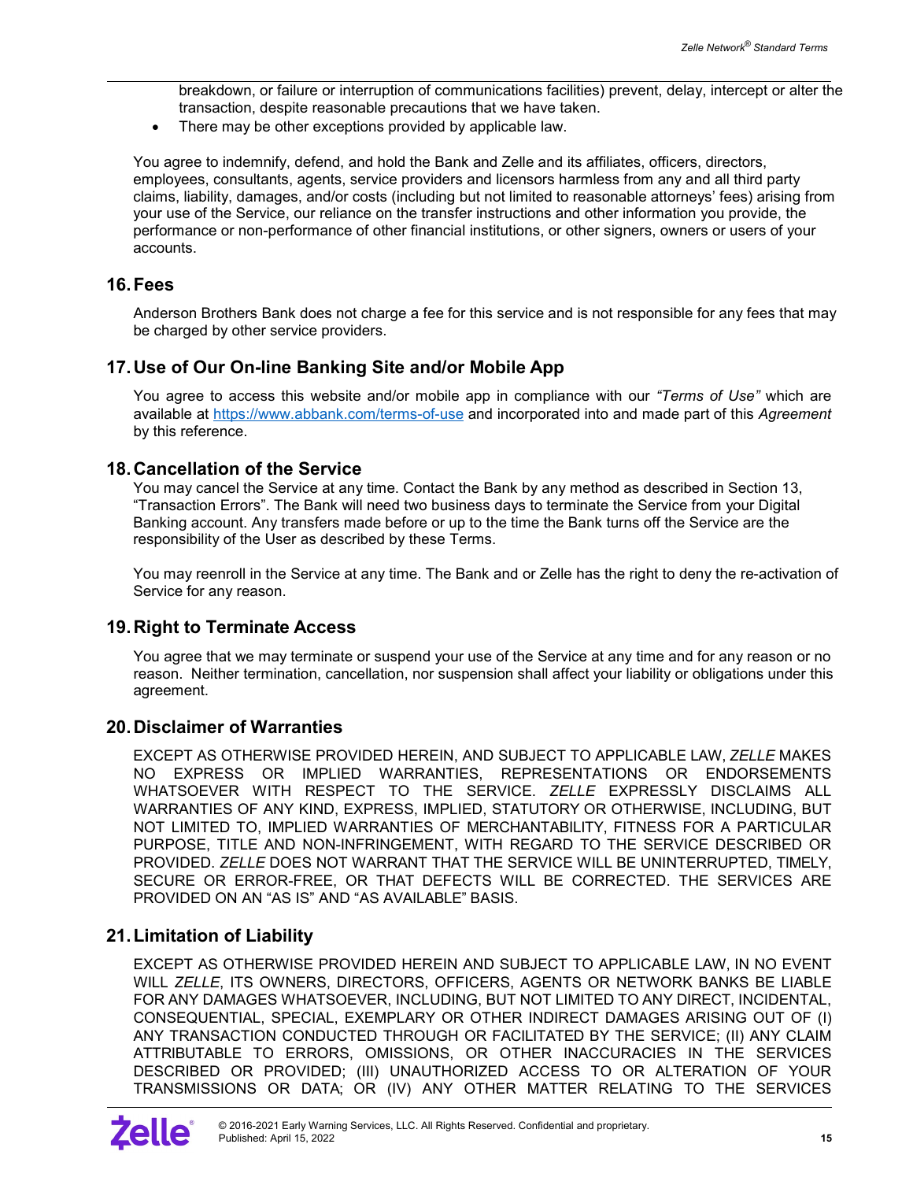breakdown, or failure or interruption of communications facilities) prevent, delay, intercept or alter the transaction, despite reasonable precautions that we have taken.
- There may be other exceptions provided by applicable law.

You agree to indemnify, defend, and hold the Bank and Zelle and its affiliates, officers, directors, employees, consultants, agents, service providers and licensors harmless from any and all third party claims, liability, damages, and/or costs (including but not limited to reasonable attorneys' fees) arising from your use of the Service, our reliance on the transfer instructions and other information you provide, the performance or non-performance of other financial institutions, or other signers, owners or users of your accounts.

## 16. Fees

Anderson Brothers Bank does not charge a fee for this service and is not responsible for any fees that may be charged by other service providers.

## 17. Use of Our On-line Banking Site and/or Mobile App

You agree to access this website and/or mobile app in compliance with our *"Terms of Use"* which are available at https://www.abbank.com/terms-of-use and incorporated into and made part of this *Agreement* by this reference.

## 18. Cancellation of the Service

You may cancel the Service at any time. Contact the Bank by any method as described in Section 13, "Transaction Errors". The Bank will need two business days to terminate the Service from your Digital Banking account. Any transfers made before or up to the time the Bank turns off the Service are the responsibility of the User as described by these Terms.

You may reenroll in the Service at any time. The Bank and or Zelle has the right to deny the re-activation of Service for any reason.

## 19. Right to Terminate Access

You agree that we may terminate or suspend your use of the Service at any time and for any reason or no reason. Neither termination, cancellation, nor suspension shall affect your liability or obligations under this agreement.

## 20. Disclaimer of Warranties

EXCEPT AS OTHERWISE PROVIDED HEREIN, AND SUBJECT TO APPLICABLE LAW, *ZELLE* MAKES NO EXPRESS OR IMPLIED WARRANTIES, REPRESENTATIONS OR ENDORSEMENTS WHATSOEVER WITH RESPECT TO THE SERVICE. *ZELLE* EXPRESSLY DISCLAIMS ALL WARRANTIES OF ANY KIND, EXPRESS, IMPLIED, STATUTORY OR OTHERWISE, INCLUDING, BUT NOT LIMITED TO, IMPLIED WARRANTIES OF MERCHANTABILITY, FITNESS FOR A PARTICULAR PURPOSE, TITLE AND NON-INFRINGEMENT, WITH REGARD TO THE SERVICE DESCRIBED OR PROVIDED. *ZELLE* DOES NOT WARRANT THAT THE SERVICE WILL BE UNINTERRUPTED, TIMELY, SECURE OR ERROR-FREE, OR THAT DEFECTS WILL BE CORRECTED. THE SERVICES ARE PROVIDED ON AN "AS IS" AND "AS AVAILABLE" BASIS.

## 21. Limitation of Liability

EXCEPT AS OTHERWISE PROVIDED HEREIN AND SUBJECT TO APPLICABLE LAW, IN NO EVENT WILL *ZELLE*, ITS OWNERS, DIRECTORS, OFFICERS, AGENTS OR NETWORK BANKS BE LIABLE FOR ANY DAMAGES WHATSOEVER, INCLUDING, BUT NOT LIMITED TO ANY DIRECT, INCIDENTAL, CONSEQUENTIAL, SPECIAL, EXEMPLARY OR OTHER INDIRECT DAMAGES ARISING OUT OF (I) ANY TRANSACTION CONDUCTED THROUGH OR FACILITATED BY THE SERVICE; (II) ANY CLAIM ATTRIBUTABLE TO ERRORS, OMISSIONS, OR OTHER INACCURACIES IN THE SERVICES DESCRIBED OR PROVIDED; (III) UNAUTHORIZED ACCESS TO OR ALTERATION OF YOUR TRANSMISSIONS OR DATA; OR (IV) ANY OTHER MATTER RELATING TO THE SERVICES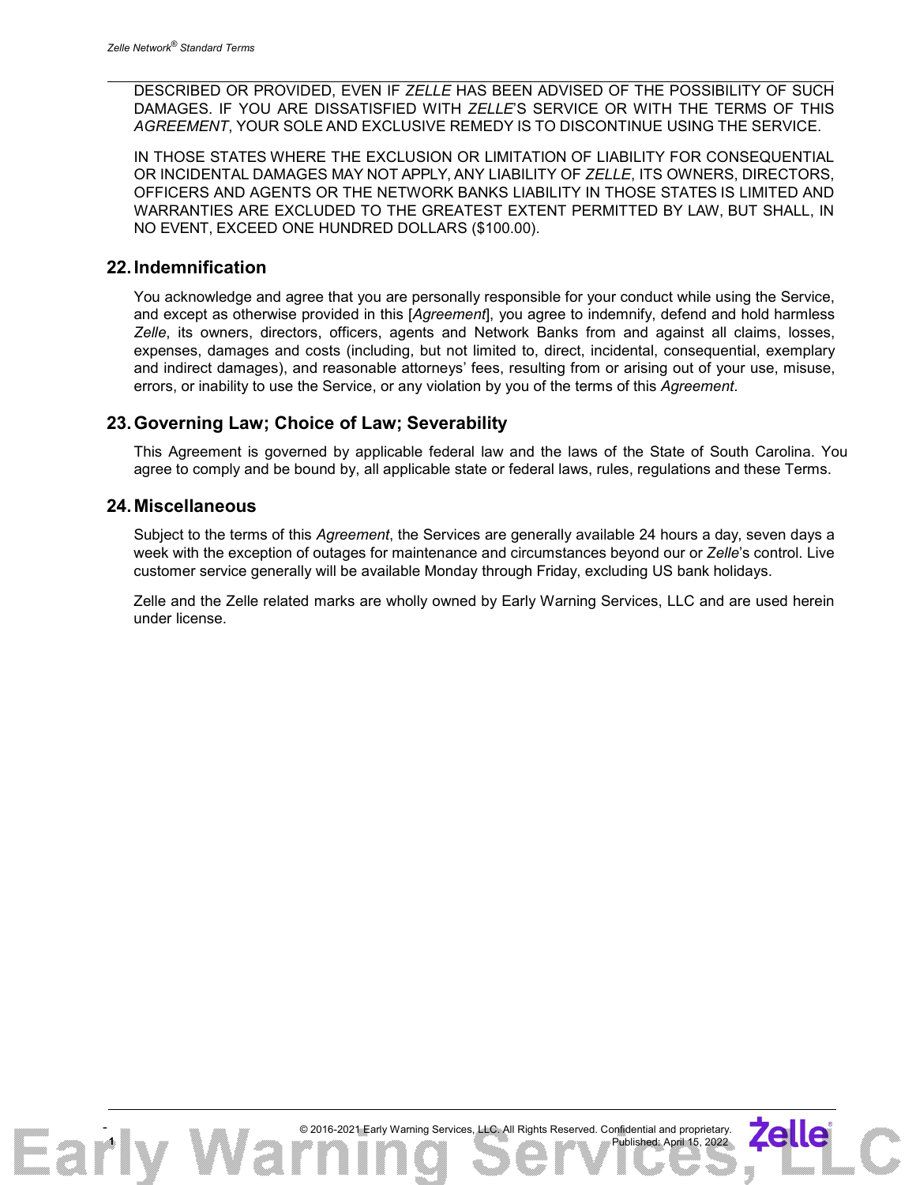DESCRIBED OR PROVIDED, EVEN IF *ZELLE* HAS BEEN ADVISED OF THE POSSIBILITY OF SUCH DAMAGES. IF YOU ARE DISSATISFIED WITH *ZELLE*'S SERVICE OR WITH THE TERMS OF THIS *AGREEMENT*, YOUR SOLE AND EXCLUSIVE REMEDY IS TO DISCONTINUE USING THE SERVICE.

IN THOSE STATES WHERE THE EXCLUSION OR LIMITATION OF LIABILITY FOR CONSEQUENTIAL OR INCIDENTAL DAMAGES MAY NOT APPLY, ANY LIABILITY OF *ZELLE*, ITS OWNERS, DIRECTORS, OFFICERS AND AGENTS OR THE NETWORK BANKS LIABILITY IN THOSE STATES IS LIMITED AND WARRANTIES ARE EXCLUDED TO THE GREATEST EXTENT PERMITTED BY LAW, BUT SHALL, IN NO EVENT, EXCEED ONE HUNDRED DOLLARS ($100.00).

## 22. Indemnification

You acknowledge and agree that you are personally responsible for your conduct while using the Service, and except as otherwise provided in this [*Agreement*], you agree to indemnify, defend and hold harmless *Zelle*, its owners, directors, officers, agents and Network Banks from and against all claims, losses, expenses, damages and costs (including, but not limited to, direct, incidental, consequential, exemplary and indirect damages), and reasonable attorneys' fees, resulting from or arising out of your use, misuse, errors, or inability to use the Service, or any violation by you of the terms of this *Agreement*.

## 23. Governing Law; Choice of Law; Severability

This Agreement is governed by applicable federal law and the laws of the State of South Carolina. You agree to comply and be bound by, all applicable state or federal laws, rules, regulations and these Terms.

## 24. Miscellaneous

Subject to the terms of this *Agreement*, the Services are generally available 24 hours a day, seven days a week with the exception of outages for maintenance and circumstances beyond our or *Zelle*'s control. Live customer service generally will be available Monday through Friday, excluding US bank holidays.

Zelle and the Zelle related marks are wholly owned by Early Warning Services, LLC and are used herein under license.